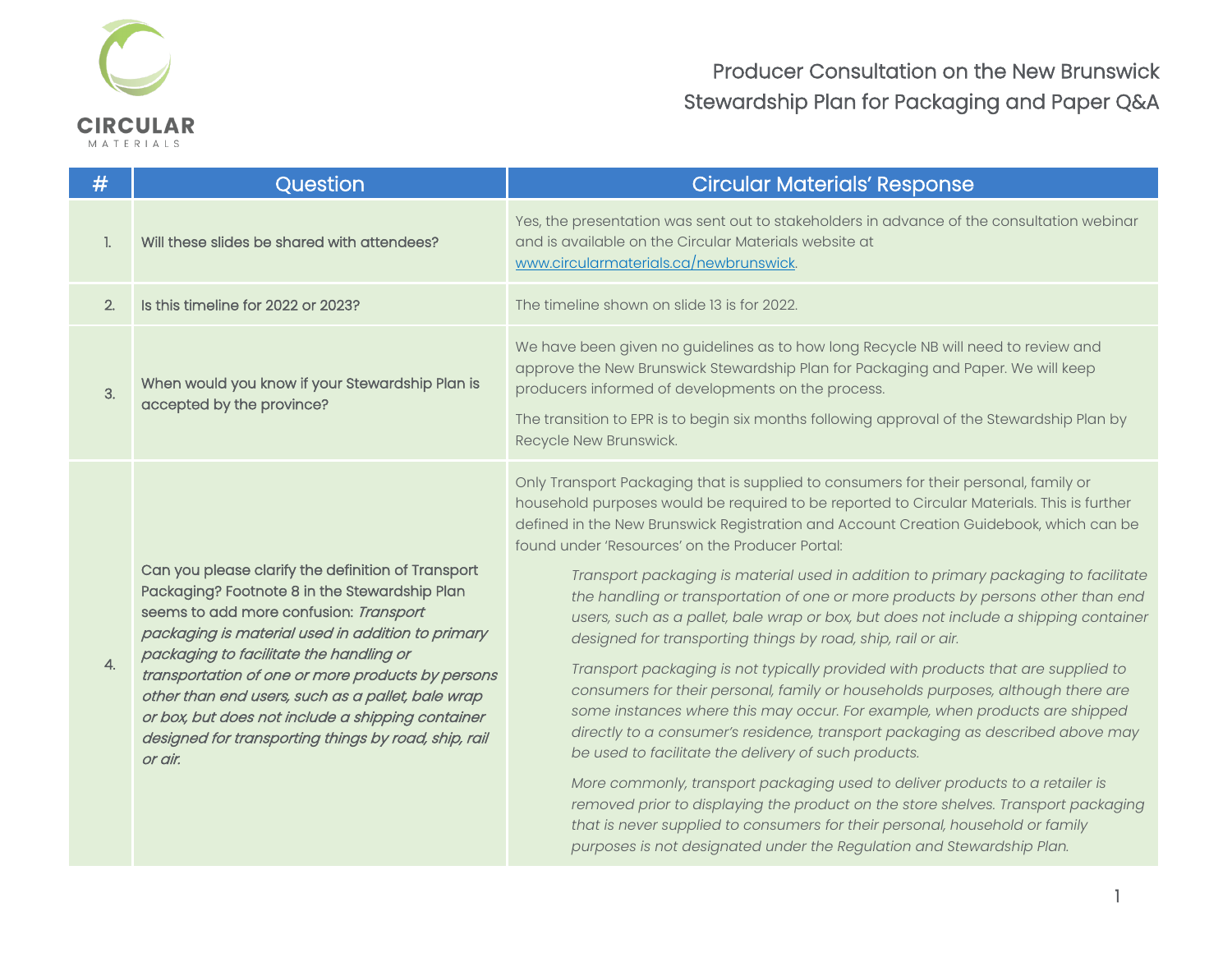# Producer Consultation on the New Brunswick Stewardship Plan for Packaging and Paper Q&A

| # | Question | Circular Materials' Response |
|---|---|---|
| 1. | Will these slides be shared with attendees? | Yes, the presentation was sent out to stakeholders in advance of the consultation webinar and is available on the Circular Materials website at [www.circularmaterials.ca/newbrunswick](www.circularmaterials.ca/newbrunswick). |
| 2. | Is this timeline for 2022 or 2023? | The timeline shown on slide 13 is for 2022. |
| 3. | When would you know if your Stewardship Plan is accepted by the province? | We have been given no guidelines as to how long Recycle NB will need to review and approve the New Brunswick Stewardship Plan for Packaging and Paper. We will keep producers informed of developments on the process.<br><br>The transition to EPR is to begin six months following approval of the Stewardship Plan by Recycle New Brunswick. |
| 4. | Can you please clarify the definition of Transport Packaging? Footnote 8 in the Stewardship Plan seems to add more confusion: *Transport packaging is material used in addition to primary packaging to facilitate the handling or transportation of one or more products by persons other than end users, such as a pallet, bale wrap or box, but does not include a shipping container designed for transporting things by road, ship, rail or air.* | Only Transport Packaging that is supplied to consumers for their personal, family or household purposes would be required to be reported to Circular Materials. This is further defined in the New Brunswick Registration and Account Creation Guidebook, which can be found under 'Resources' on the Producer Portal:<br><br>*Transport packaging is material used in addition to primary packaging to facilitate the handling or transportation of one or more products by persons other than end users, such as a pallet, bale wrap or box, but does not include a shipping container designed for transporting things by road, ship, rail or air.*<br><br>*Transport packaging is not typically provided with products that are supplied to consumers for their personal, family or households purposes, although there are some instances where this may occur. For example, when products are shipped directly to a consumer's residence, transport packaging as described above may be used to facilitate the delivery of such products.*<br><br>*More commonly, transport packaging used to deliver products to a retailer is removed prior to displaying the product on the store shelves. Transport packaging that is never supplied to consumers for their personal, household or family purposes is not designated under the Regulation and Stewardship Plan.* |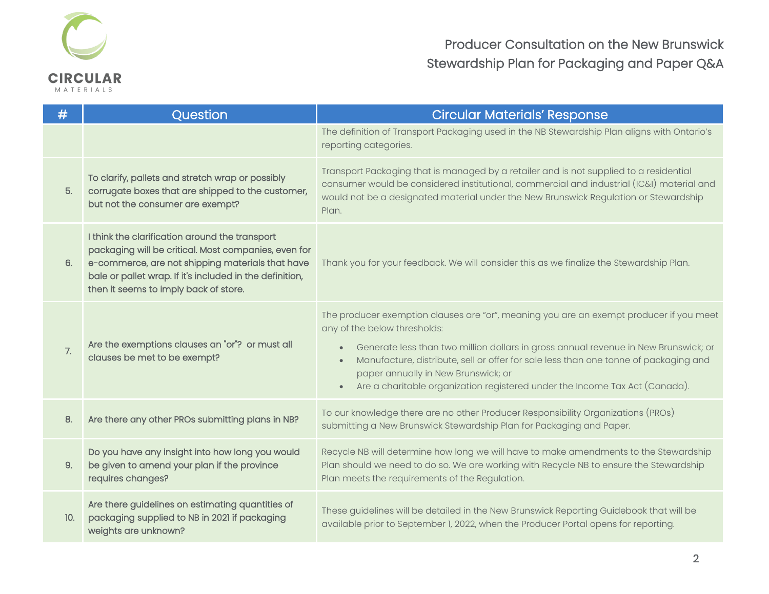| # | Question | Circular Materials' Response |
|---|---|---|
| | | The definition of Transport Packaging used in the NB Stewardship Plan aligns with Ontario's reporting categories. |
| 5. | To clarify, pallets and stretch wrap or possibly corrugate boxes that are shipped to the customer, but not the consumer are exempt? | Transport Packaging that is managed by a retailer and is not supplied to a residential consumer would be considered institutional, commercial and industrial (IC&I) material and would not be a designated material under the New Brunswick Regulation or Stewardship Plan. |
| 6. | I think the clarification around the transport packaging will be critical. Most companies, even for e-commerce, are not shipping materials that have bale or pallet wrap. If it's included in the definition, then it seems to imply back of store. | Thank you for your feedback. We will consider this as we finalize the Stewardship Plan. |
| 7. | Are the exemptions clauses an "or"? or must all clauses be met to be exempt? | The producer exemption clauses are "or", meaning you are an exempt producer if you meet any of the below thresholds: <br>• Generate less than two million dollars in gross annual revenue in New Brunswick; or <br>• Manufacture, distribute, sell or offer for sale less than one tonne of packaging and paper annually in New Brunswick; or <br>• Are a charitable organization registered under the Income Tax Act (Canada). |
| 8. | Are there any other PROs submitting plans in NB? | To our knowledge there are no other Producer Responsibility Organizations (PROs) submitting a New Brunswick Stewardship Plan for Packaging and Paper. |
| 9. | Do you have any insight into how long you would be given to amend your plan if the province requires changes? | Recycle NB will determine how long we will have to make amendments to the Stewardship Plan should we need to do so. We are working with Recycle NB to ensure the Stewardship Plan meets the requirements of the Regulation. |
| 10. | Are there guidelines on estimating quantities of packaging supplied to NB in 2021 if packaging weights are unknown? | These guidelines will be detailed in the New Brunswick Reporting Guidebook that will be available prior to September 1, 2022, when the Producer Portal opens for reporting. |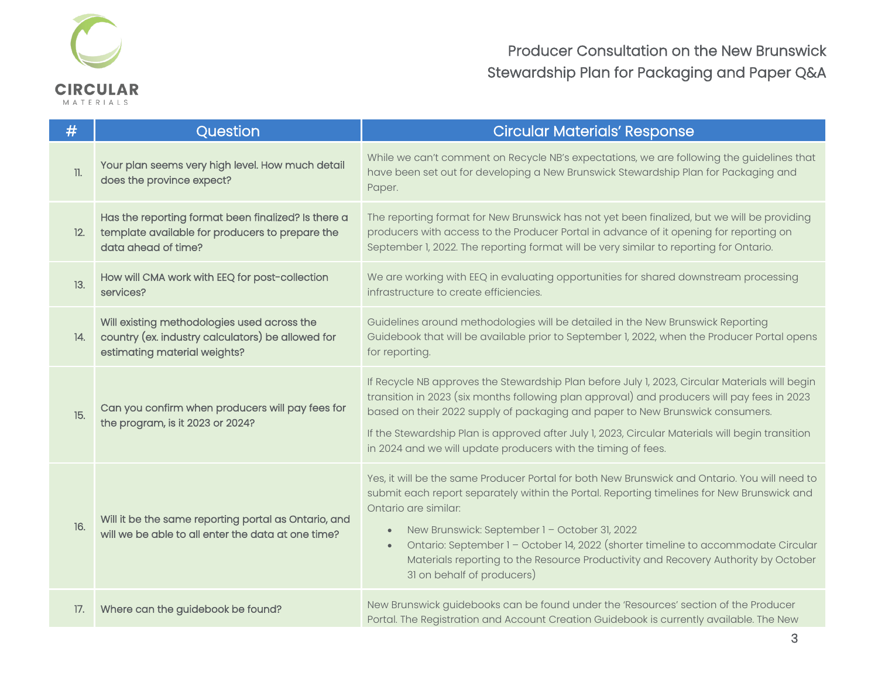| # | Question | Circular Materials' Response |
|---|---|---|
| 11. | Your plan seems very high level. How much detail does the province expect? | While we can't comment on Recycle NB's expectations, we are following the guidelines that have been set out for developing a New Brunswick Stewardship Plan for Packaging and Paper. |
| 12. | Has the reporting format been finalized? Is there a template available for producers to prepare the data ahead of time? | The reporting format for New Brunswick has not yet been finalized, but we will be providing producers with access to the Producer Portal in advance of it opening for reporting on September 1, 2022. The reporting format will be very similar to reporting for Ontario. |
| 13. | How will CMA work with EEQ for post-collection services? | We are working with EEQ in evaluating opportunities for shared downstream processing infrastructure to create efficiencies. |
| 14. | Will existing methodologies used across the country (ex. industry calculators) be allowed for estimating material weights? | Guidelines around methodologies will be detailed in the New Brunswick Reporting Guidebook that will be available prior to September 1, 2022, when the Producer Portal opens for reporting. |
| 15. | Can you confirm when producers will pay fees for the program, is it 2023 or 2024? | If Recycle NB approves the Stewardship Plan before July 1, 2023, Circular Materials will begin transition in 2023 (six months following plan approval) and producers will pay fees in 2023 based on their 2022 supply of packaging and paper to New Brunswick consumers.<br><br>If the Stewardship Plan is approved after July 1, 2023, Circular Materials will begin transition in 2024 and we will update producers with the timing of fees. |
| 16. | Will it be the same reporting portal as Ontario, and will we be able to all enter the data at one time? | Yes, it will be the same Producer Portal for both New Brunswick and Ontario. You will need to submit each report separately within the Portal. Reporting timelines for New Brunswick and Ontario are similar:<br>• New Brunswick: September 1 – October 31, 2022<br>• Ontario: September 1 – October 14, 2022 (shorter timeline to accommodate Circular Materials reporting to the Resource Productivity and Recovery Authority by October 31 on behalf of producers) |
| 17. | Where can the guidebook be found? | New Brunswick guidebooks can be found under the 'Resources' section of the Producer Portal. The Registration and Account Creation Guidebook is currently available. The New |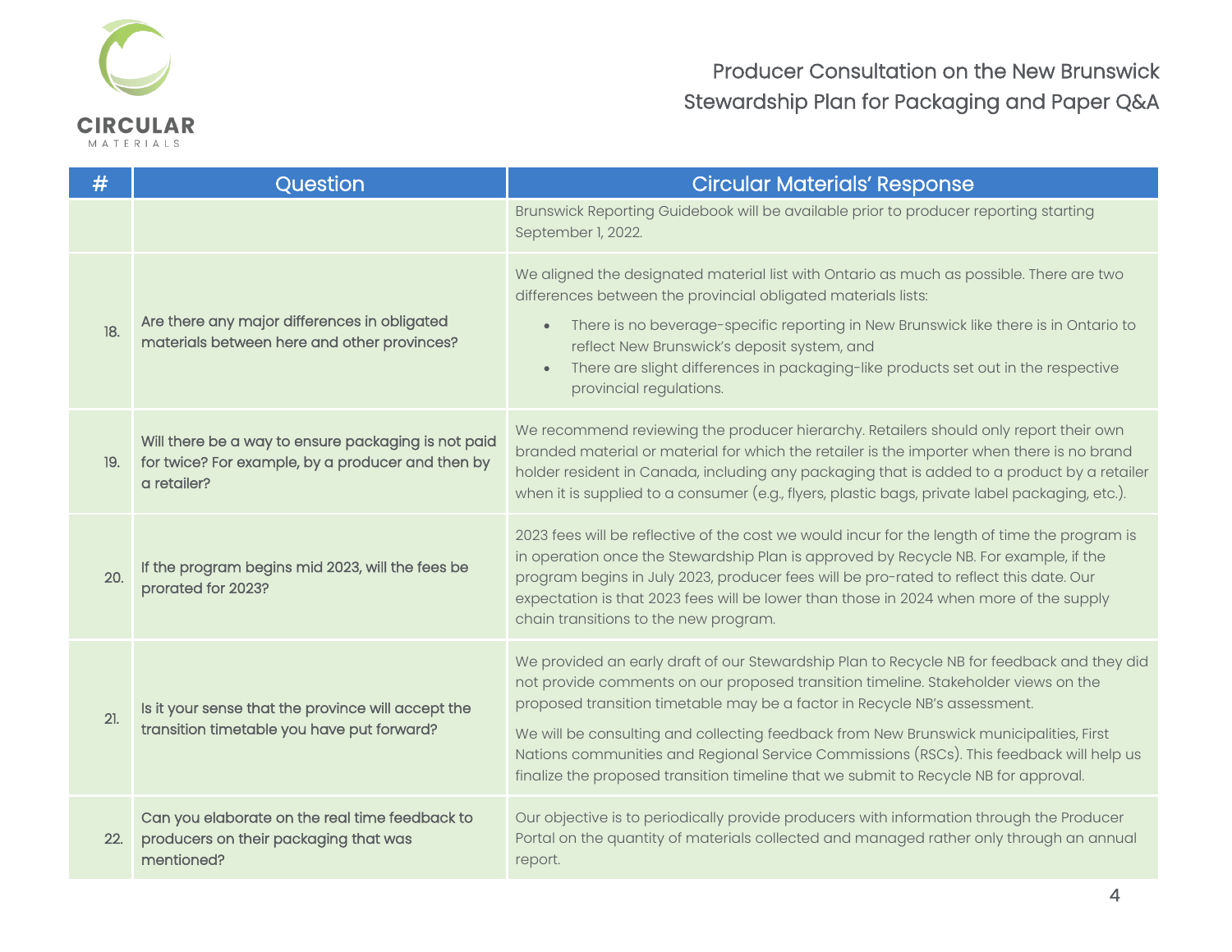| # | Question | Circular Materials' Response |
|---|---|---|
| | | Brunswick Reporting Guidebook will be available prior to producer reporting starting September 1, 2022. |
| 18. | Are there any major differences in obligated materials between here and other provinces? | We aligned the designated material list with Ontario as much as possible. There are two differences between the provincial obligated materials lists:<br>• There is no beverage-specific reporting in New Brunswick like there is in Ontario to reflect New Brunswick's deposit system, and<br>• There are slight differences in packaging-like products set out in the respective provincial regulations. |
| 19. | Will there be a way to ensure packaging is not paid for twice? For example, by a producer and then by a retailer? | We recommend reviewing the producer hierarchy. Retailers should only report their own branded material or material for which the retailer is the importer when there is no brand holder resident in Canada, including any packaging that is added to a product by a retailer when it is supplied to a consumer (e.g., flyers, plastic bags, private label packaging, etc.). |
| 20. | If the program begins mid 2023, will the fees be prorated for 2023? | 2023 fees will be reflective of the cost we would incur for the length of time the program is in operation once the Stewardship Plan is approved by Recycle NB. For example, if the program begins in July 2023, producer fees will be pro-rated to reflect this date. Our expectation is that 2023 fees will be lower than those in 2024 when more of the supply chain transitions to the new program. |
| 21. | Is it your sense that the province will accept the transition timetable you have put forward? | We provided an early draft of our Stewardship Plan to Recycle NB for feedback and they did not provide comments on our proposed transition timeline. Stakeholder views on the proposed transition timetable may be a factor in Recycle NB's assessment.<br><br>We will be consulting and collecting feedback from New Brunswick municipalities, First Nations communities and Regional Service Commissions (RSCs). This feedback will help us finalize the proposed transition timeline that we submit to Recycle NB for approval. |
| 22. | Can you elaborate on the real time feedback to producers on their packaging that was mentioned? | Our objective is to periodically provide producers with information through the Producer Portal on the quantity of materials collected and managed rather only through an annual report. |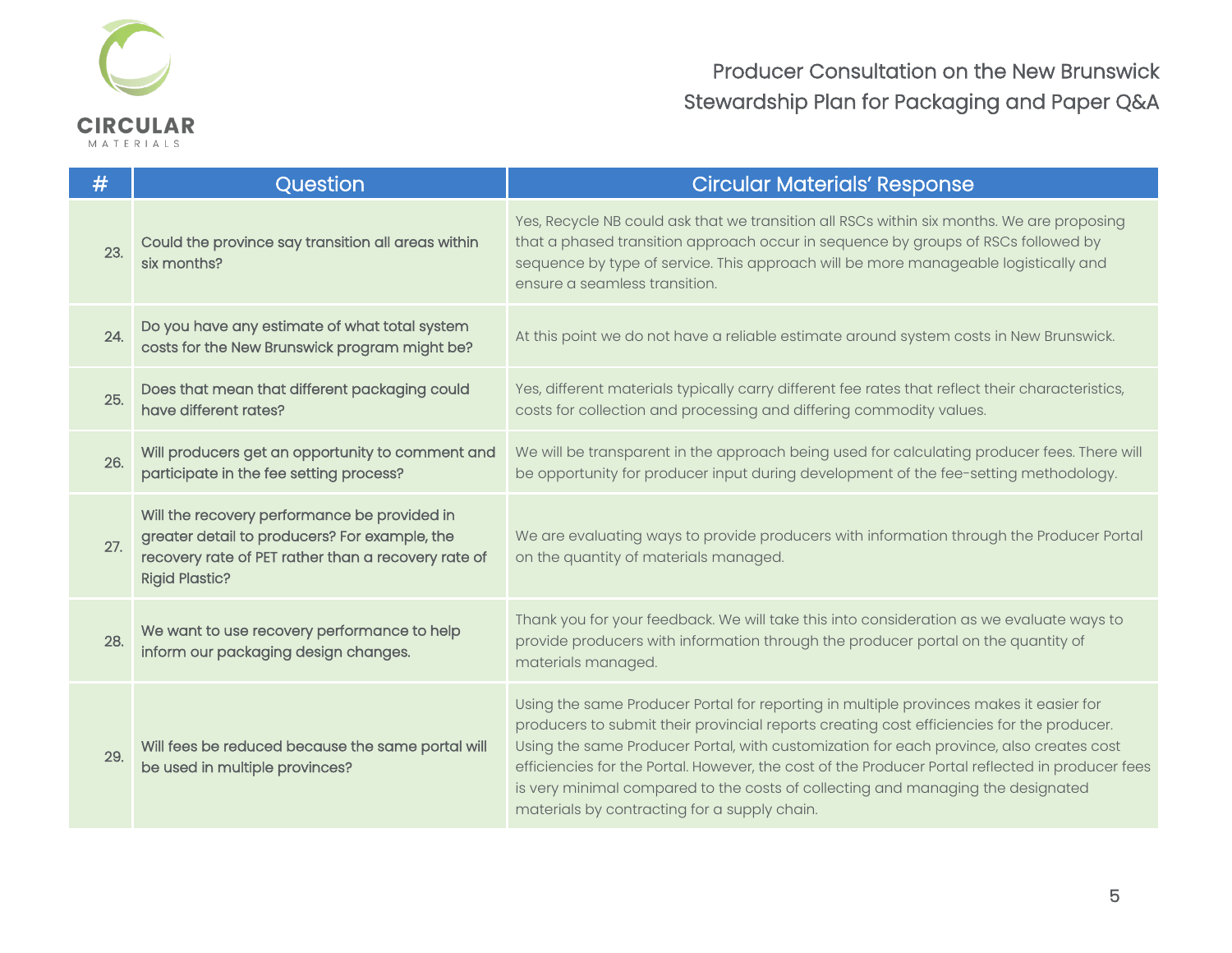| # | Question | Circular Materials' Response |
|---|---|---|
| 23. | Could the province say transition all areas within six months? | Yes, Recycle NB could ask that we transition all RSCs within six months. We are proposing that a phased transition approach occur in sequence by groups of RSCs followed by sequence by type of service. This approach will be more manageable logistically and ensure a seamless transition. |
| 24. | Do you have any estimate of what total system costs for the New Brunswick program might be? | At this point we do not have a reliable estimate around system costs in New Brunswick. |
| 25. | Does that mean that different packaging could have different rates? | Yes, different materials typically carry different fee rates that reflect their characteristics, costs for collection and processing and differing commodity values. |
| 26. | Will producers get an opportunity to comment and participate in the fee setting process? | We will be transparent in the approach being used for calculating producer fees. There will be opportunity for producer input during development of the fee-setting methodology. |
| 27. | Will the recovery performance be provided in greater detail to producers? For example, the recovery rate of PET rather than a recovery rate of Rigid Plastic? | We are evaluating ways to provide producers with information through the Producer Portal on the quantity of materials managed. |
| 28. | We want to use recovery performance to help inform our packaging design changes. | Thank you for your feedback. We will take this into consideration as we evaluate ways to provide producers with information through the producer portal on the quantity of materials managed. |
| 29. | Will fees be reduced because the same portal will be used in multiple provinces? | Using the same Producer Portal for reporting in multiple provinces makes it easier for producers to submit their provincial reports creating cost efficiencies for the producer. Using the same Producer Portal, with customization for each province, also creates cost efficiencies for the Portal. However, the cost of the Producer Portal reflected in producer fees is very minimal compared to the costs of collecting and managing the designated materials by contracting for a supply chain. |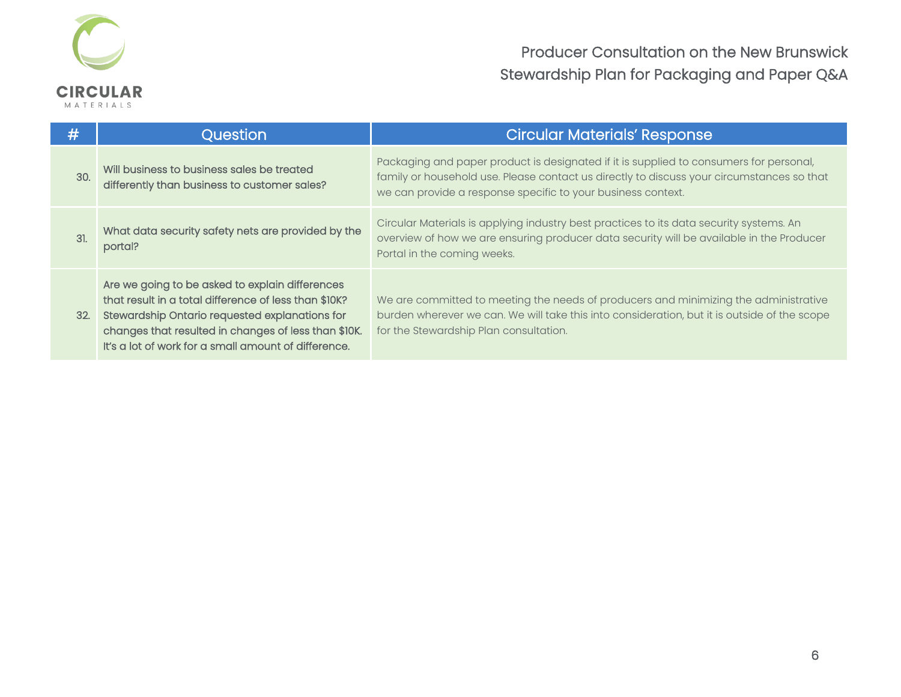| # | Question | Circular Materials' Response |
|---|---|---|
| 30. | Will business to business sales be treated differently than business to customer sales? | Packaging and paper product is designated if it is supplied to consumers for personal, family or household use. Please contact us directly to discuss your circumstances so that we can provide a response specific to your business context. |
| 31. | What data security safety nets are provided by the portal? | Circular Materials is applying industry best practices to its data security systems. An overview of how we are ensuring producer data security will be available in the Producer Portal in the coming weeks. |
| 32. | Are we going to be asked to explain differences that result in a total difference of less than $10K? Stewardship Ontario requested explanations for changes that resulted in changes of less than $10K. It's a lot of work for a small amount of difference. | We are committed to meeting the needs of producers and minimizing the administrative burden wherever we can. We will take this into consideration, but it is outside of the scope for the Stewardship Plan consultation. |